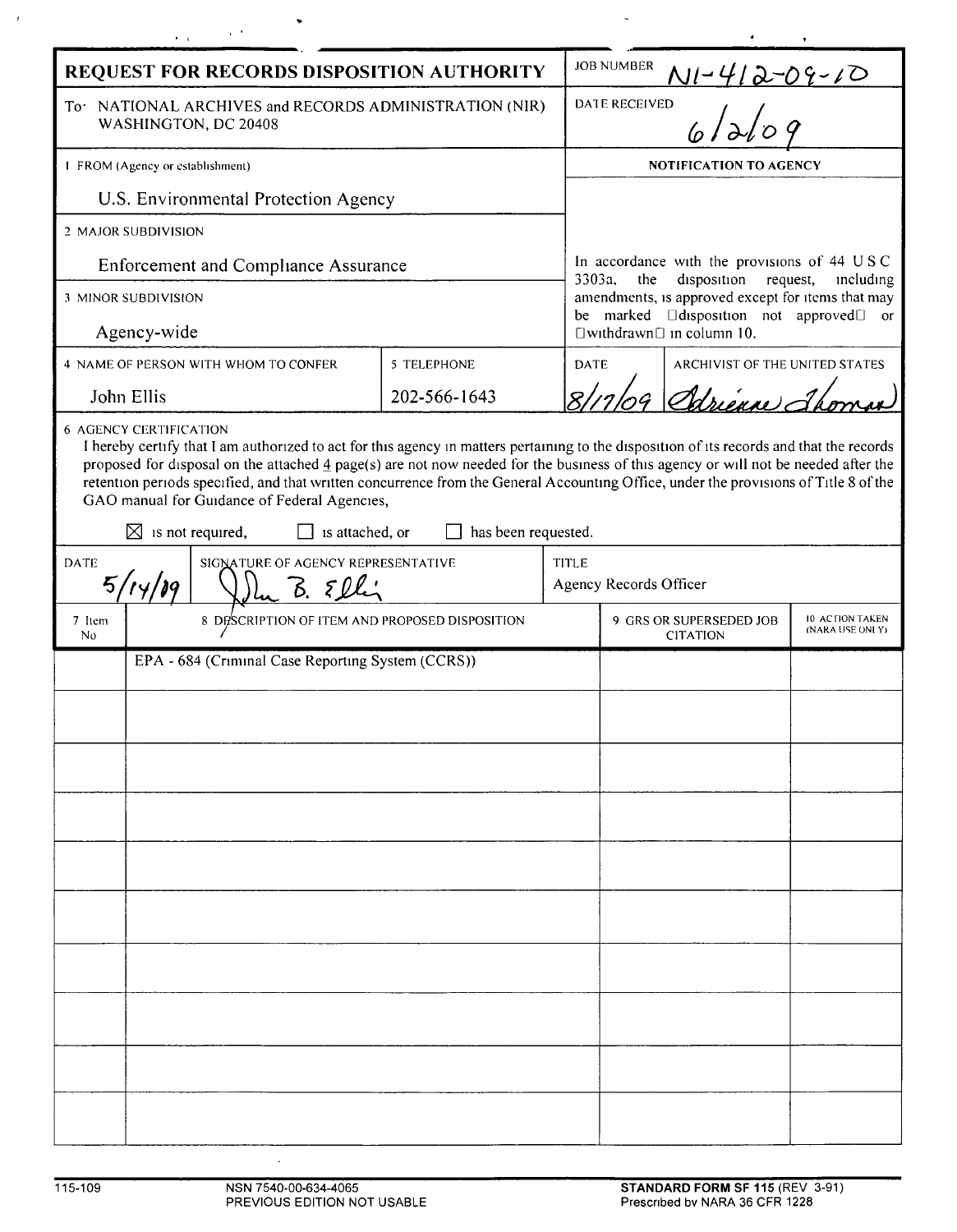# REQUEST FOR RECORDS DISPOSITION AUTHORITY

**JOB NUMBER** N1-412-09-10

To: NATIONAL ARCHIVES and RECORDS ADMINISTRATION (NIR) WASHINGTON, DC 20408

**DATE RECEIVED** 6/2/09

1 FROM (Agency or establishment)

U.S. Environmental Protection Agency

2 MAJOR SUBDIVISION

Enforcement and Compliance Assurance

3 MINOR SUBDIVISION

Agency-wide

4 NAME OF PERSON WITH WHOM TO CONFER: John Ellis

5 TELEPHONE: 202-566-1643

**NOTIFICATION TO AGENCY**

In accordance with the provisions of 44 USC 3303a, the disposition request, including amendments, is approved except for items that may be marked "disposition not approved" or "withdrawn" in column 10.

DATE: 8/17/09

ARCHIVIST OF THE UNITED STATES: Adrienne Thomas

6 AGENCY CERTIFICATION

I hereby certify that I am authorized to act for this agency in matters pertaining to the disposition of its records and that the records proposed for disposal on the attached 4 page(s) are not now needed for the business of this agency or will not be needed after the retention periods specified, and that written concurrence from the General Accounting Office, under the provisions of Title 8 of the GAO manual for Guidance of Federal Agencies,

☒ is not required, ☐ is attached, or ☐ has been requested.

DATE: 5/14/09

SIGNATURE OF AGENCY REPRESENTATIVE: John B. Ellis

TITLE: Agency Records Officer

| 7 Item No | 8 DESCRIPTION OF ITEM AND PROPOSED DISPOSITION | 9 GRS OR SUPERSEDED JOB CITATION | 10 ACTION TAKEN (NARA USE ONLY) |
|---|---|---|---|
| | EPA - 684 (Criminal Case Reporting System (CCRS)) | | |
| | | | |
| | | | |
| | | | |
| | | | |
| | | | |
| | | | |
| | | | |
| | | | |
| | | | |

115-109 NSN 7540-00-634-4065 PREVIOUS EDITION NOT USABLE

**STANDARD FORM SF 115** (REV 3-91) Prescribed by NARA 36 CFR 1228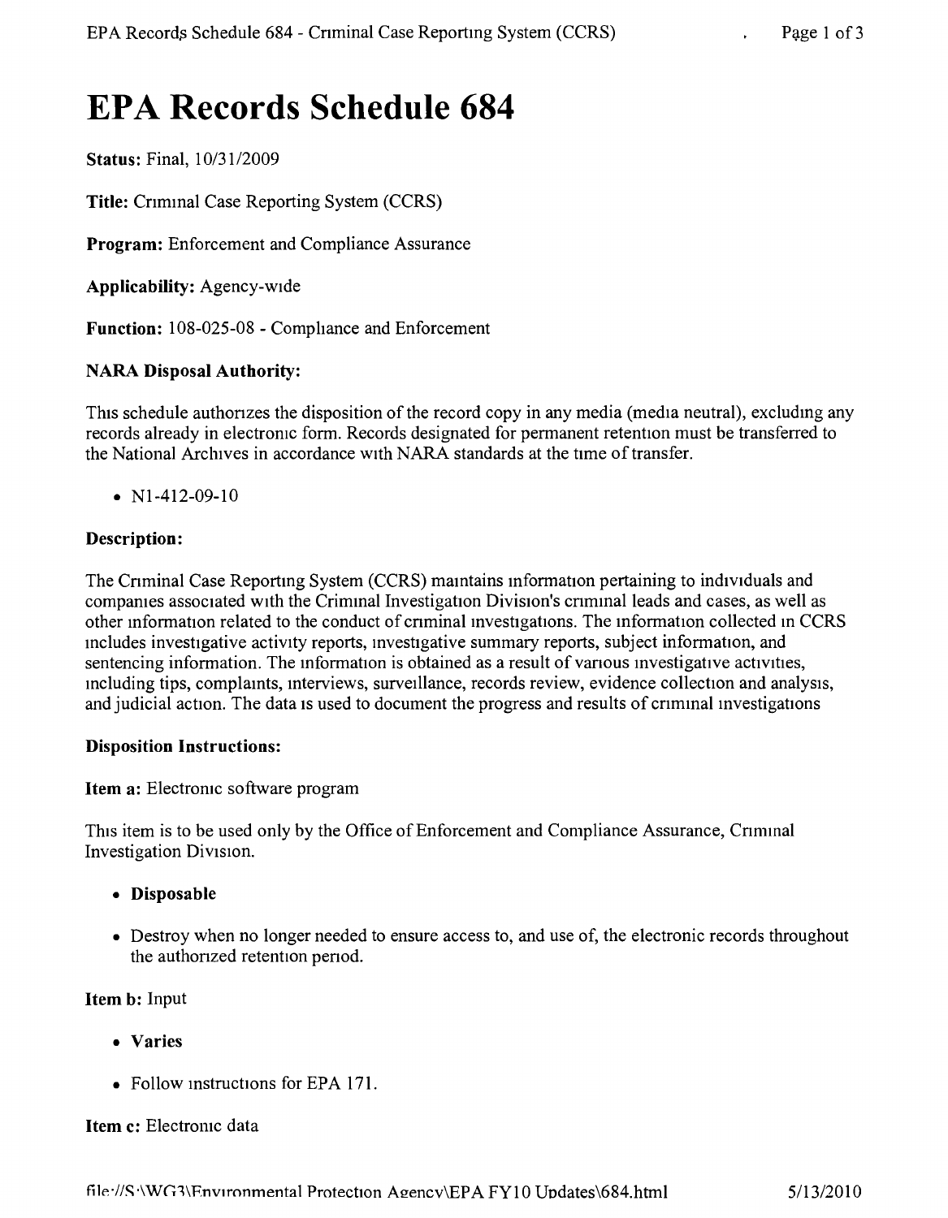# EPA Records Schedule 684

**Status:** Final, 10/31/2009

**Title:** Criminal Case Reporting System (CCRS)

**Program:** Enforcement and Compliance Assurance

**Applicability:** Agency-wide

**Function:** 108-025-08 - Compliance and Enforcement

**NARA Disposal Authority:**

This schedule authorizes the disposition of the record copy in any media (media neutral), excluding any records already in electronic form. Records designated for permanent retention must be transferred to the National Archives in accordance with NARA standards at the time of transfer.

- N1-412-09-10

**Description:**

The Criminal Case Reporting System (CCRS) maintains information pertaining to individuals and companies associated with the Criminal Investigation Division's criminal leads and cases, as well as other information related to the conduct of criminal investigations. The information collected in CCRS includes investigative activity reports, investigative summary reports, subject information, and sentencing information. The information is obtained as a result of various investigative activities, including tips, complaints, interviews, surveillance, records review, evidence collection and analysis, and judicial action. The data is used to document the progress and results of criminal investigations

**Disposition Instructions:**

**Item a:** Electronic software program

This item is to be used only by the Office of Enforcement and Compliance Assurance, Criminal Investigation Division.

- **Disposable**
- Destroy when no longer needed to ensure access to, and use of, the electronic records throughout the authorized retention period.

**Item b:** Input

- **Varies**
- Follow instructions for EPA 171.

**Item c:** Electronic data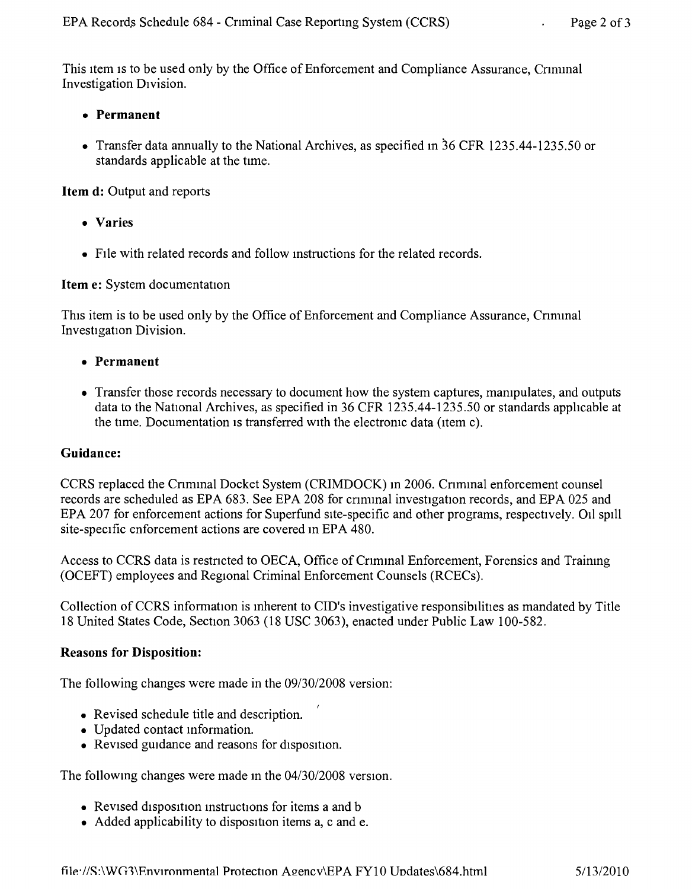This item is to be used only by the Office of Enforcement and Compliance Assurance, Criminal Investigation Division.

- **Permanent**
- Transfer data annually to the National Archives, as specified in 36 CFR 1235.44-1235.50 or standards applicable at the time.

**Item d:** Output and reports

- **Varies**
- File with related records and follow instructions for the related records.

**Item e:** System documentation

This item is to be used only by the Office of Enforcement and Compliance Assurance, Criminal Investigation Division.

- **Permanent**
- Transfer those records necessary to document how the system captures, manipulates, and outputs data to the National Archives, as specified in 36 CFR 1235.44-1235.50 or standards applicable at the time. Documentation is transferred with the electronic data (item c).

### Guidance:

CCRS replaced the Criminal Docket System (CRIMDOCK) in 2006. Criminal enforcement counsel records are scheduled as EPA 683. See EPA 208 for criminal investigation records, and EPA 025 and EPA 207 for enforcement actions for Superfund site-specific and other programs, respectively. Oil spill site-specific enforcement actions are covered in EPA 480.

Access to CCRS data is restricted to OECA, Office of Criminal Enforcement, Forensics and Training (OCEFT) employees and Regional Criminal Enforcement Counsels (RCECs).

Collection of CCRS information is inherent to CID's investigative responsibilities as mandated by Title 18 United States Code, Section 3063 (18 USC 3063), enacted under Public Law 100-582.

### Reasons for Disposition:

The following changes were made in the 09/30/2008 version:

- Revised schedule title and description.
- Updated contact information.
- Revised guidance and reasons for disposition.

The following changes were made in the 04/30/2008 version.

- Revised disposition instructions for items a and b
- Added applicability to disposition items a, c and e.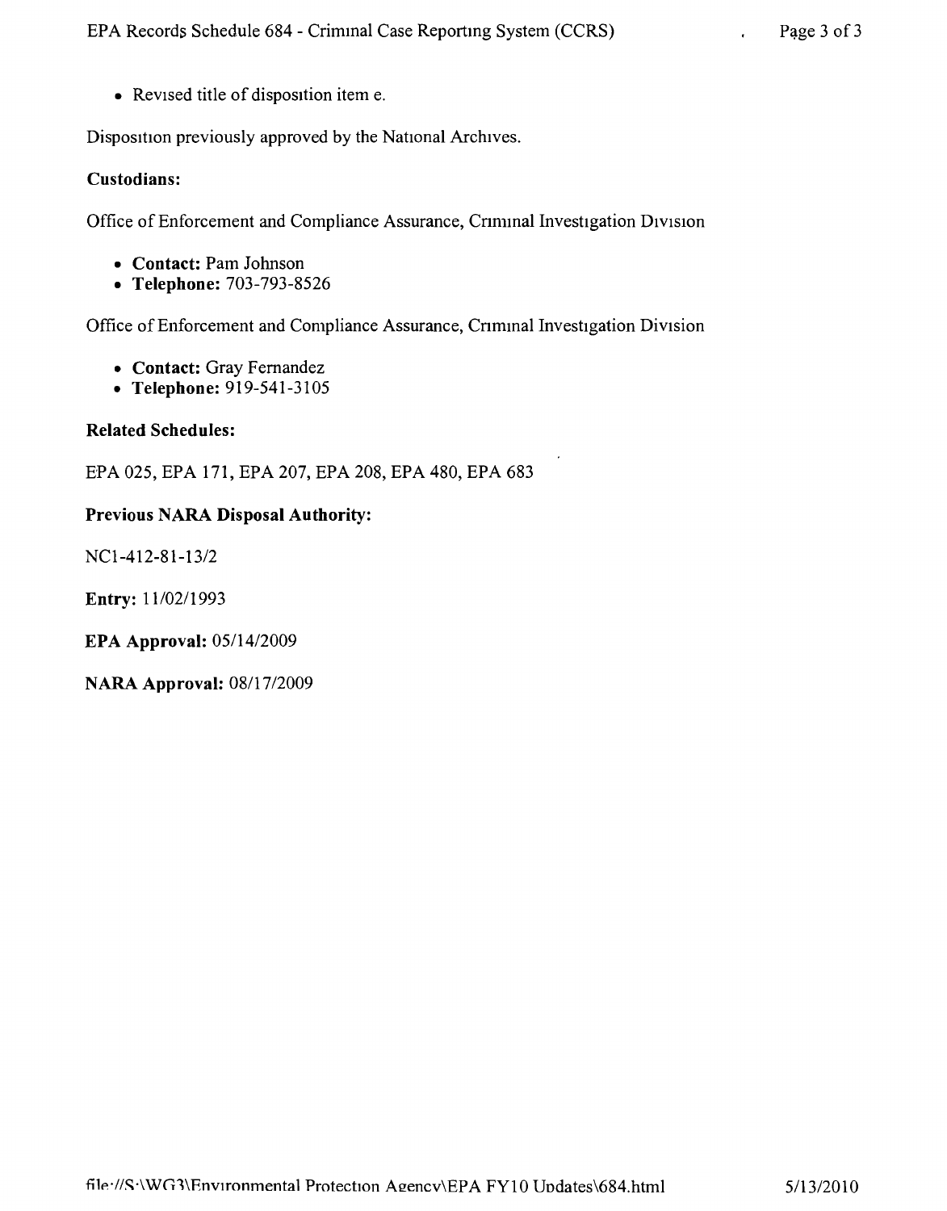- Revised title of disposition item e.

Disposition previously approved by the National Archives.

**Custodians:**

Office of Enforcement and Compliance Assurance, Criminal Investigation Division

- **Contact:** Pam Johnson
- **Telephone:** 703-793-8526

Office of Enforcement and Compliance Assurance, Criminal Investigation Division

- **Contact:** Gray Fernandez
- **Telephone:** 919-541-3105

**Related Schedules:**

EPA 025, EPA 171, EPA 207, EPA 208, EPA 480, EPA 683

**Previous NARA Disposal Authority:**

NC1-412-81-13/2

**Entry:** 11/02/1993

**EPA Approval:** 05/14/2009

**NARA Approval:** 08/17/2009